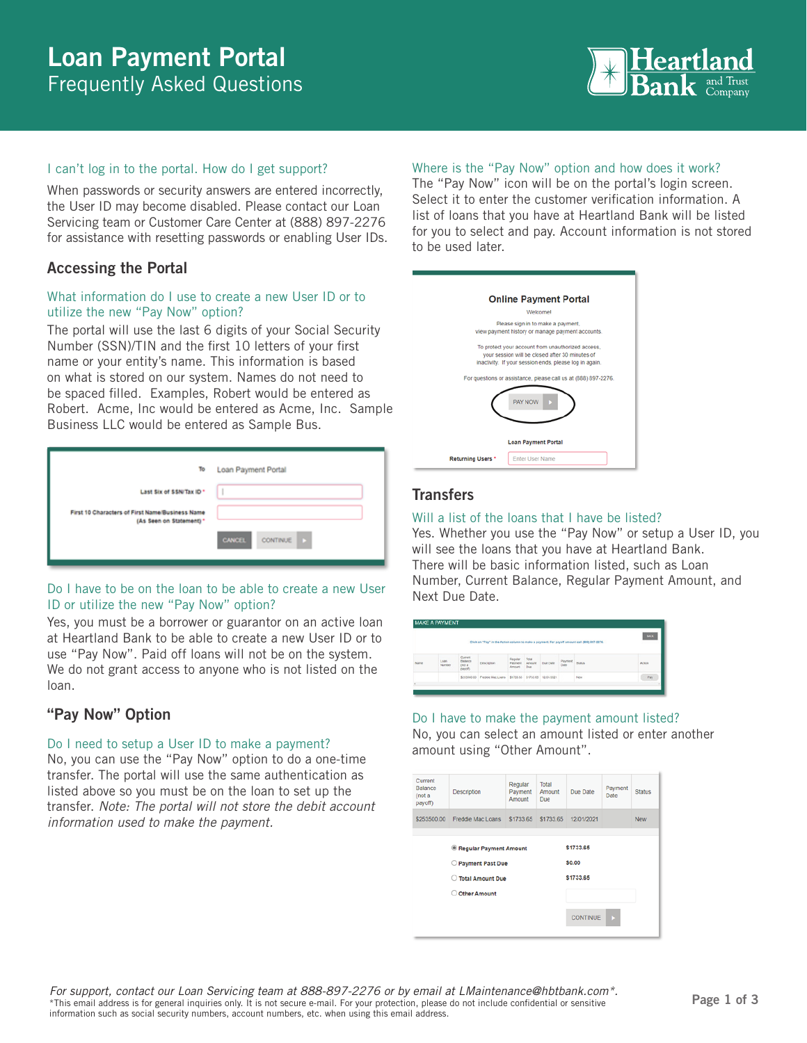# Loan Payment Portal
## Frequently Asked Questions

Heartland Bank and Trust Company

### I can't log in to the portal. How do I get support?

When passwords or security answers are entered incorrectly, the User ID may become disabled. Please contact our Loan Servicing team or Customer Care Center at (888) 897-2276 for assistance with resetting passwords or enabling User IDs.

## Accessing the Portal

### What information do I use to create a new User ID or to utilize the new "Pay Now" option?

The portal will use the last 6 digits of your Social Security Number (SSN)/TIN and the first 10 letters of your first name or your entity's name. This information is based on what is stored on our system. Names do not need to be spaced filled. Examples, Robert would be entered as Robert. Acme, Inc would be entered as Acme, Inc. Sample Business LLC would be entered as Sample Bus.

### Do I have to be on the loan to be able to create a new User ID or utilize the new "Pay Now" option?

Yes, you must be a borrower or guarantor on an active loan at Heartland Bank to be able to create a new User ID or to use "Pay Now". Paid off loans will not be on the system. We do not grant access to anyone who is not listed on the loan.

## "Pay Now" Option

### Do I need to setup a User ID to make a payment?

No, you can use the "Pay Now" option to do a one-time transfer. The portal will use the same authentication as listed above so you must be on the loan to set up the transfer. *Note: The portal will not store the debit account information used to make the payment.*

### Where is the "Pay Now" option and how does it work?

The "Pay Now" icon will be on the portal's login screen. Select it to enter the customer verification information. A list of loans that you have at Heartland Bank will be listed for you to select and pay. Account information is not stored to be used later.

## Transfers

### Will a list of the loans that I have be listed?

Yes. Whether you use the "Pay Now" or setup a User ID, you will see the loans that you have at Heartland Bank. There will be basic information listed, such as Loan Number, Current Balance, Regular Payment Amount, and Next Due Date.

### Do I have to make the payment amount listed?

No, you can select an amount listed or enter another amount using "Other Amount".

*For support, contact our Loan Servicing team at 888-897-2276 or by email at LMaintenance@hbtbank.com\*.*

\*This email address is for general inquiries only. It is not secure e-mail. For your protection, please do not include confidential or sensitive information such as social security numbers, account numbers, etc. when using this email address.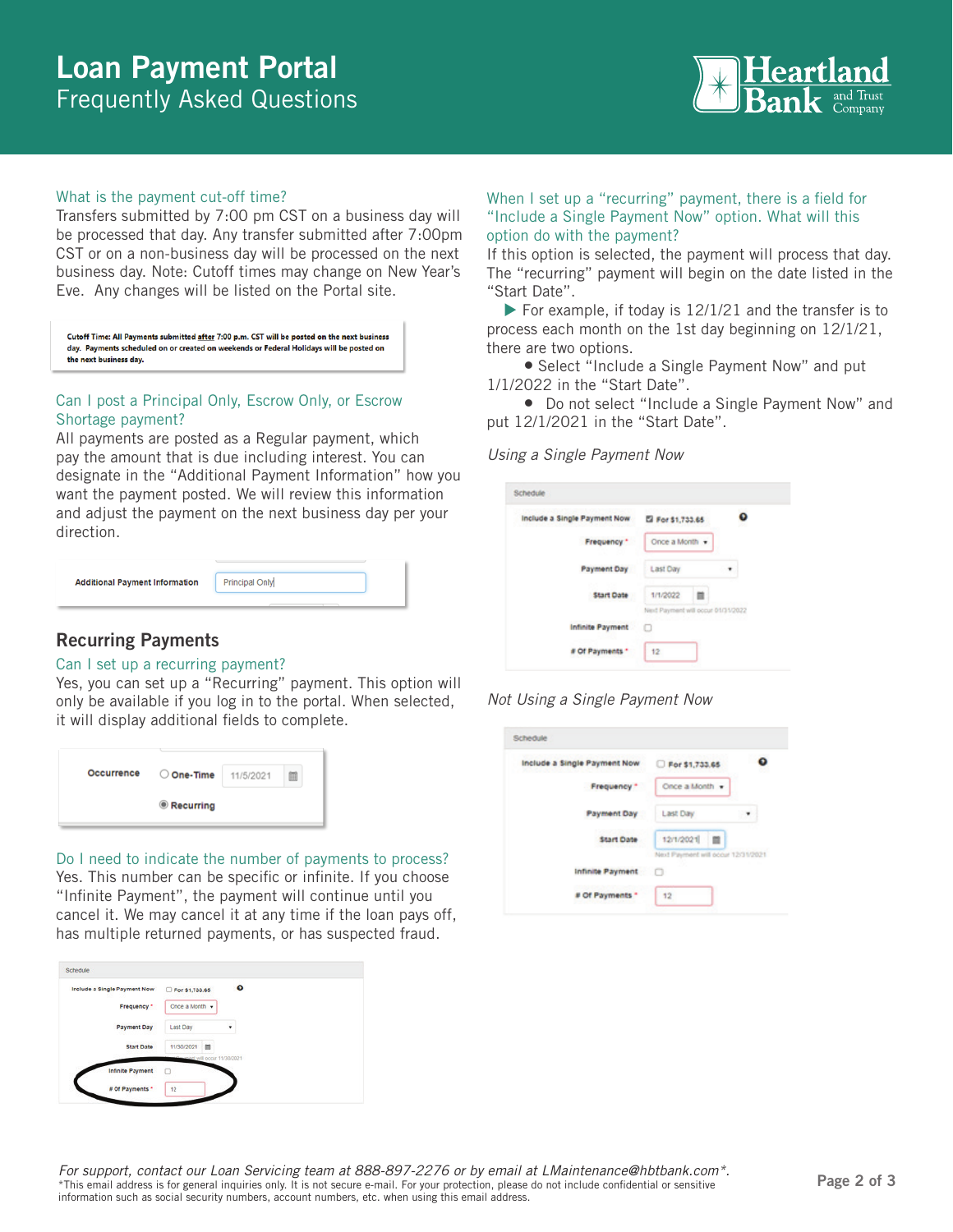# Loan Payment Portal
## Frequently Asked Questions

### What is the payment cut-off time?

Transfers submitted by 7:00 pm CST on a business day will be processed that day. Any transfer submitted after 7:00pm CST or on a non-business day will be processed on the next business day. Note: Cutoff times may change on New Year's Eve. Any changes will be listed on the Portal site.

**Cutoff Time: All Payments submitted after 7:00 p.m. CST will be posted on the next business day. Payments scheduled on or created on weekends or Federal Holidays will be posted on the next business day.**

### Can I post a Principal Only, Escrow Only, or Escrow Shortage payment?

All payments are posted as a Regular payment, which pay the amount that is due including interest. You can designate in the "Additional Payment Information" how you want the payment posted. We will review this information and adjust the payment on the next business day per your direction.

Additional Payment Information: Principal Only

## Recurring Payments

### Can I set up a recurring payment?

Yes, you can set up a "Recurring" payment. This option will only be available if you log in to the portal. When selected, it will display additional fields to complete.

Occurrence: ○ One-Time 11/5/2021 / ◉ Recurring

### Do I need to indicate the number of payments to process?

Yes. This number can be specific or infinite. If you choose "Infinite Payment", the payment will continue until you cancel it. We may cancel it at any time if the loan pays off, has multiple returned payments, or has suspected fraud.

| Schedule | |
|---|---|
| Include a Single Payment Now | ☐ For $1,733.65 |
| Frequency * | Once a Month |
| Payment Day | Last Day |
| Start Date | 11/30/2021 |
| Infinite Payment | ☐ |
| # Of Payments * | 12 |

### When I set up a "recurring" payment, there is a field for "Include a Single Payment Now" option. What will this option do with the payment?

If this option is selected, the payment will process that day. The "recurring" payment will begin on the date listed in the "Start Date".

▶ For example, if today is 12/1/21 and the transfer is to process each month on the 1st day beginning on 12/1/21, there are two options.

- Select "Include a Single Payment Now" and put 1/1/2022 in the "Start Date".
- Do not select "Include a Single Payment Now" and put 12/1/2021 in the "Start Date".

*Using a Single Payment Now*

| Schedule | |
|---|---|
| Include a Single Payment Now | ☑ For $1,733.65 |
| Frequency * | Once a Month |
| Payment Day | Last Day |
| Start Date | 1/1/2022 (Next Payment will occur 01/31/2022) |
| Infinite Payment | ☐ |
| # Of Payments * | 12 |

*Not Using a Single Payment Now*

| Schedule | |
|---|---|
| Include a Single Payment Now | ☐ For $1,733.65 |
| Frequency * | Once a Month |
| Payment Day | Last Day |
| Start Date | 12/1/2021 (Next Payment will occur 12/31/2021) |
| Infinite Payment | ☐ |
| # Of Payments * | 12 |

*For support, contact our Loan Servicing team at 888-897-2276 or by email at LMaintenance@hbtbank.com*.*

*This email address is for general inquiries only. It is not secure e-mail. For your protection, please do not include confidential or sensitive information such as social security numbers, account numbers, etc. when using this email address.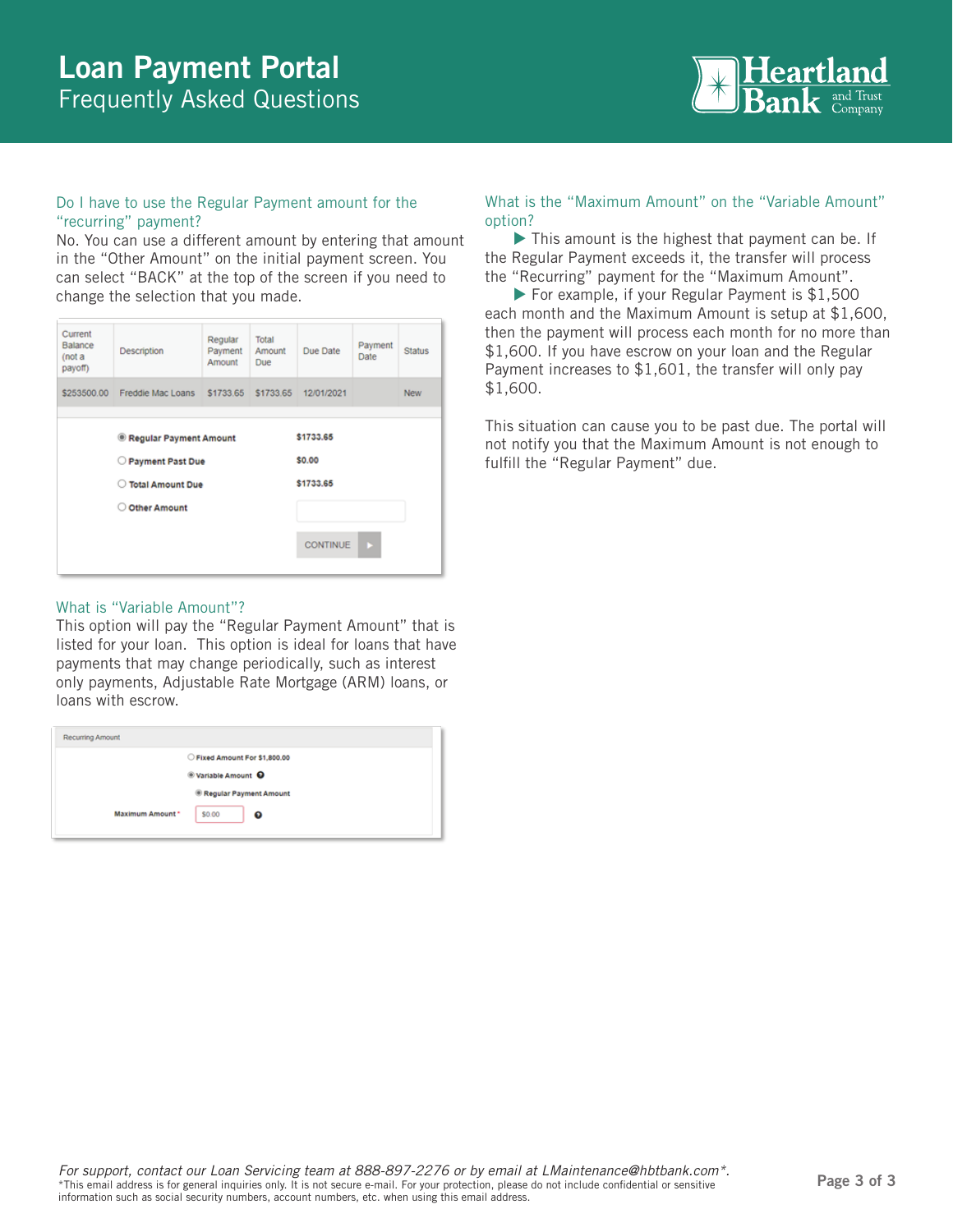# Loan Payment Portal
## Frequently Asked Questions

### Do I have to use the Regular Payment amount for the "recurring" payment?

No. You can use a different amount by entering that amount in the "Other Amount" on the initial payment screen. You can select "BACK" at the top of the screen if you need to change the selection that you made.

| Current Balance (not a payoff) | Description | Regular Payment Amount | Total Amount Due | Due Date | Payment Date | Status |
|---|---|---|---|---|---|---|
| $253500.00 | Freddie Mac Loans | $1733.65 | $1733.65 | 12/01/2021 | | New |

| | |
|---|---|
| Regular Payment Amount | $1733.65 |
| Payment Past Due | $0.00 |
| Total Amount Due | $1733.65 |
| Other Amount | |

CONTINUE

### What is "Variable Amount"?

This option will pay the "Regular Payment Amount" that is listed for your loan. This option is ideal for loans that have payments that may change periodically, such as interest only payments, Adjustable Rate Mortgage (ARM) loans, or loans with escrow.

Recurring Amount

- Fixed Amount For $1,800.00
- Variable Amount
  - Regular Payment Amount

Maximum Amount * $0.00

### What is the "Maximum Amount" on the "Variable Amount" option?

▶ This amount is the highest that payment can be. If the Regular Payment exceeds it, the transfer will process the "Recurring" payment for the "Maximum Amount".

▶ For example, if your Regular Payment is $1,500 each month and the Maximum Amount is setup at $1,600, then the payment will process each month for no more than $1,600. If you have escrow on your loan and the Regular Payment increases to $1,601, the transfer will only pay $1,600.

This situation can cause you to be past due. The portal will not notify you that the Maximum Amount is not enough to fulfill the "Regular Payment" due.

*For support, contact our Loan Servicing team at 888-897-2276 or by email at LMaintenance@hbtbank.com*.*

*This email address is for general inquiries only. It is not secure e-mail. For your protection, please do not include confidential or sensitive information such as social security numbers, account numbers, etc. when using this email address.